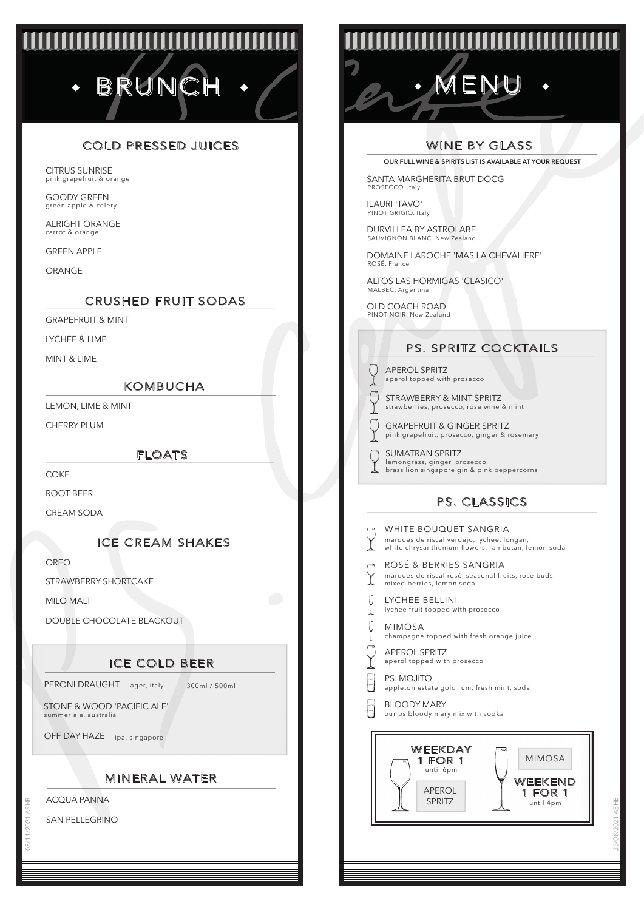# BRUNCH MENU

## COLD PRESSED JUICES

CITRUS SUNRISE
pink grapefruit & orange

GOODY GREEN
green apple & celery

ALRIGHT ORANGE
carrot & orange

GREEN APPLE

ORANGE

## CRUSHED FRUIT SODAS

GRAPEFRUIT & MINT

LYCHEE & LIME

MINT & LIME

## KOMBUCHA

LEMON, LIME & MINT

CHERRY PLUM

## FLOATS

COKE

ROOT BEER

CREAM SODA

## ICE CREAM SHAKES

OREO

STRAWBERRY SHORTCAKE

MILO MALT

DOUBLE CHOCOLATE BLACKOUT

## ICE COLD BEER

PERONI DRAUGHT lager, italy 300ml / 500ml

STONE & WOOD 'PACIFIC ALE'
summer ale, australia

OFF DAY HAZE ipa, singapore

## MINERAL WATER

ACQUA PANNA

SAN PELLEGRINO

## WINE BY GLASS

OUR FULL WINE & SPIRITS LIST IS AVAILABLE AT YOUR REQUEST

SANTA MARGHERITA BRUT DOCG
PROSECCO. Italy

ILAURI 'TAVO'
PINOT GRIGIO. Italy

DURVILLEA BY ASTROLABE
SAUVIGNON BLANC. New Zealand

DOMAINE LAROCHE 'MAS LA CHEVALIERE'
ROSÉ. France

ALTOS LAS HORMIGAS 'CLASICO'
MALBEC. Argentina

OLD COACH ROAD
PINOT NOIR. New Zealand

## PS. SPRITZ COCKTAILS

APEROL SPRITZ
aperol topped with prosecco

STRAWBERRY & MINT SPRITZ
strawberries, prosecco, rose wine & mint

GRAPEFRUIT & GINGER SPRITZ
pink grapefruit, prosecco, ginger & rosemary

SUMATRAN SPRITZ
lemongrass, ginger, prosecco, brass lion singapore gin & pink peppercorns

## PS. CLASSICS

WHITE BOUQUET SANGRIA
marques de riscal verdejo, lychee, longan, white chrysanthemum flowers, rambutan, lemon soda

ROSÉ & BERRIES SANGRIA
marques de riscal rosé, seasonal fruits, rose buds, mixed berries, lemon soda

LYCHEE BELLINI
lychee fruit topped with prosecco

MIMOSA
champagne topped with fresh orange juice

APEROL SPRITZ
aperol topped with prosecco

PS. MOJITO
appleton estate gold rum, fresh mint, soda

BLOODY MARY
our ps bloody mary mix with vodka

**WEEKDAY 1 FOR 1** until 6pm — APEROL SPRITZ

**WEEKEND 1 FOR 1** until 4pm — MIMOSA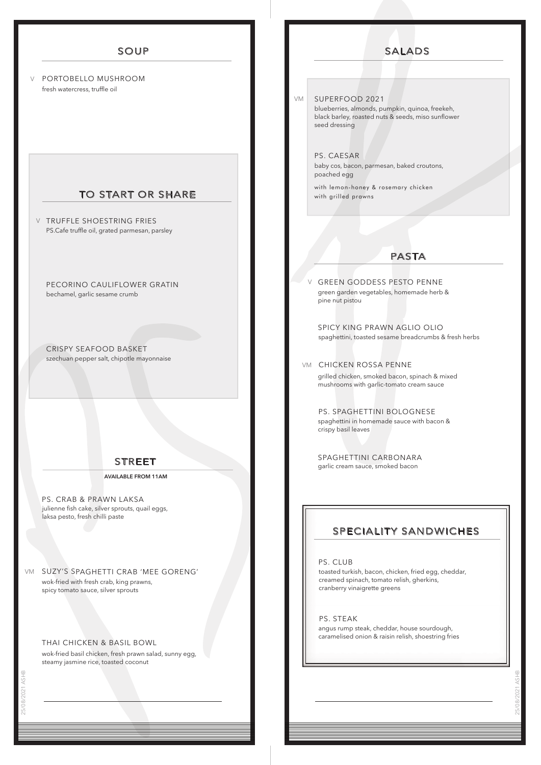## SOUP

V PORTOBELLO MUSHROOM
fresh watercress, truffle oil

## TO START OR SHARE

V TRUFFLE SHOESTRING FRIES
PS.Cafe truffle oil, grated parmesan, parsley

PECORINO CAULIFLOWER GRATIN
bechamel, garlic sesame crumb

CRISPY SEAFOOD BASKET
szechuan pepper salt, chipotle mayonnaise

## STREET

**AVAILABLE FROM 11AM**

PS. CRAB & PRAWN LAKSA
julienne fish cake, silver sprouts, quail eggs, laksa pesto, fresh chilli paste

VM SUZY'S SPAGHETTI CRAB 'MEE GORENG'
wok-fried with fresh crab, king prawns, spicy tomato sauce, silver sprouts

THAI CHICKEN & BASIL BOWL
wok-fried basil chicken, fresh prawn salad, sunny egg, steamy jasmine rice, toasted coconut

## SALADS

VM SUPERFOOD 2021
blueberries, almonds, pumpkin, quinoa, freekeh, black barley, roasted nuts & seeds, miso sunflower seed dressing

PS. CAESAR
baby cos, bacon, parmesan, baked croutons, poached egg

with lemon-honey & rosemary chicken
with grilled prawns

## PASTA

V GREEN GODDESS PESTO PENNE
green garden vegetables, homemade herb & pine nut pistou

SPICY KING PRAWN AGLIO OLIO
spaghettini, toasted sesame breadcrumbs & fresh herbs

VM CHICKEN ROSSA PENNE
grilled chicken, smoked bacon, spinach & mixed mushrooms with garlic-tomato cream sauce

PS. SPAGHETTINI BOLOGNESE
spaghettini in homemade sauce with bacon & crispy basil leaves

SPAGHETTINI CARBONARA
garlic cream sauce, smoked bacon

## SPECIALITY SANDWICHES

PS. CLUB
toasted turkish, bacon, chicken, fried egg, cheddar, creamed spinach, tomato relish, gherkins, cranberry vinaigrette greens

PS. STEAK
angus rump steak, cheddar, house sourdough, caramelised onion & raisin relish, shoestring fries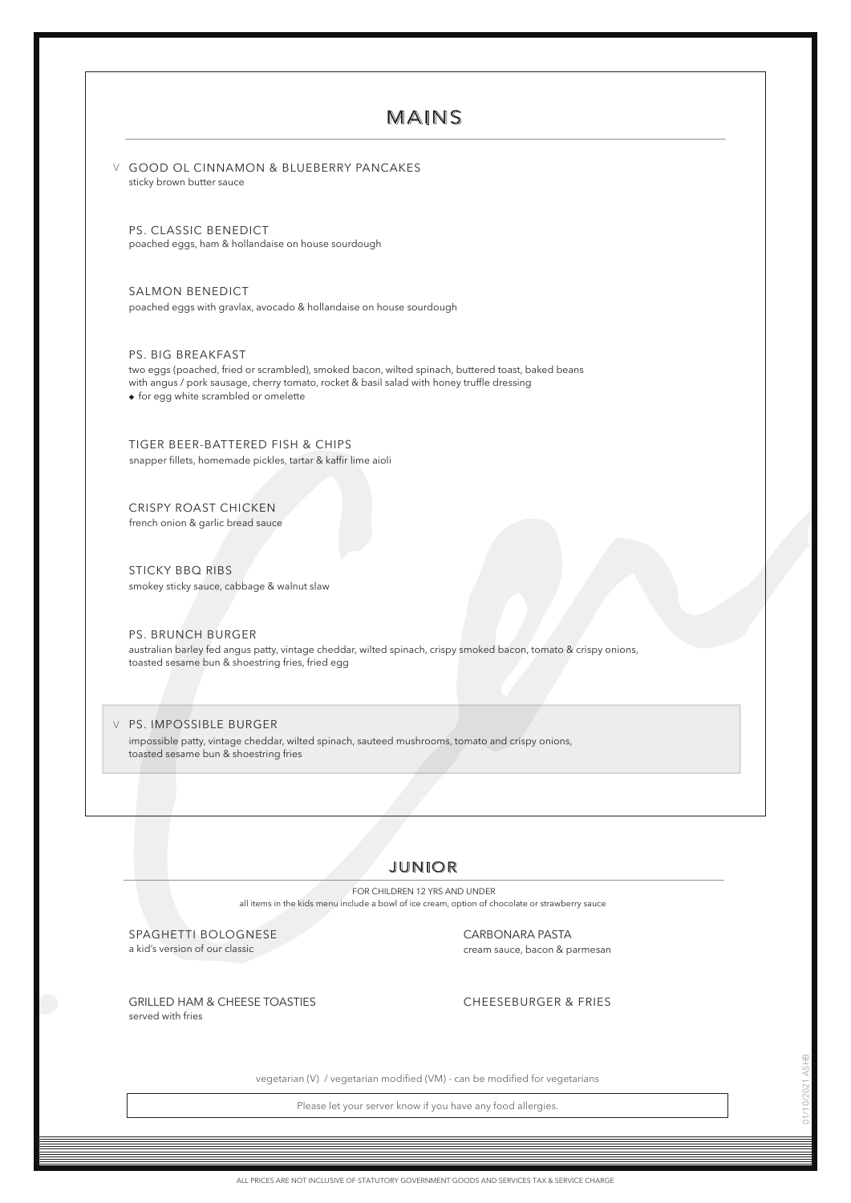# MAINS

V GOOD OL CINNAMON & BLUEBERRY PANCAKES
sticky brown butter sauce

PS. CLASSIC BENEDICT
poached eggs, ham & hollandaise on house sourdough

SALMON BENEDICT
poached eggs with gravlax, avocado & hollandaise on house sourdough

PS. BIG BREAKFAST
two eggs (poached, fried or scrambled), smoked bacon, wilted spinach, buttered toast, baked beans with angus / pork sausage, cherry tomato, rocket & basil salad with honey truffle dressing
◆ for egg white scrambled or omelette

TIGER BEER-BATTERED FISH & CHIPS
snapper fillets, homemade pickles, tartar & kaffir lime aioli

CRISPY ROAST CHICKEN
french onion & garlic bread sauce

STICKY BBQ RIBS
smokey sticky sauce, cabbage & walnut slaw

PS. BRUNCH BURGER
australian barley fed angus patty, vintage cheddar, wilted spinach, crispy smoked bacon, tomato & crispy onions, toasted sesame bun & shoestring fries, fried egg

V PS. IMPOSSIBLE BURGER
impossible patty, vintage cheddar, wilted spinach, sauteed mushrooms, tomato and crispy onions, toasted sesame bun & shoestring fries

# JUNIOR

FOR CHILDREN 12 YRS AND UNDER
all items in the kids menu include a bowl of ice cream, option of chocolate or strawberry sauce

SPAGHETTI BOLOGNESE
a kid's version of our classic

CARBONARA PASTA
cream sauce, bacon & parmesan

GRILLED HAM & CHEESE TOASTIES
served with fries

CHEESEBURGER & FRIES

vegetarian (V) / vegetarian modified (VM) - can be modified for vegetarians

Please let your server know if you have any food allergies.

01/10/2021 ASHB

ALL PRICES ARE NOT INCLUSIVE OF STATUTORY GOVERNMENT GOODS AND SERVICES TAX & SERVICE CHARGE